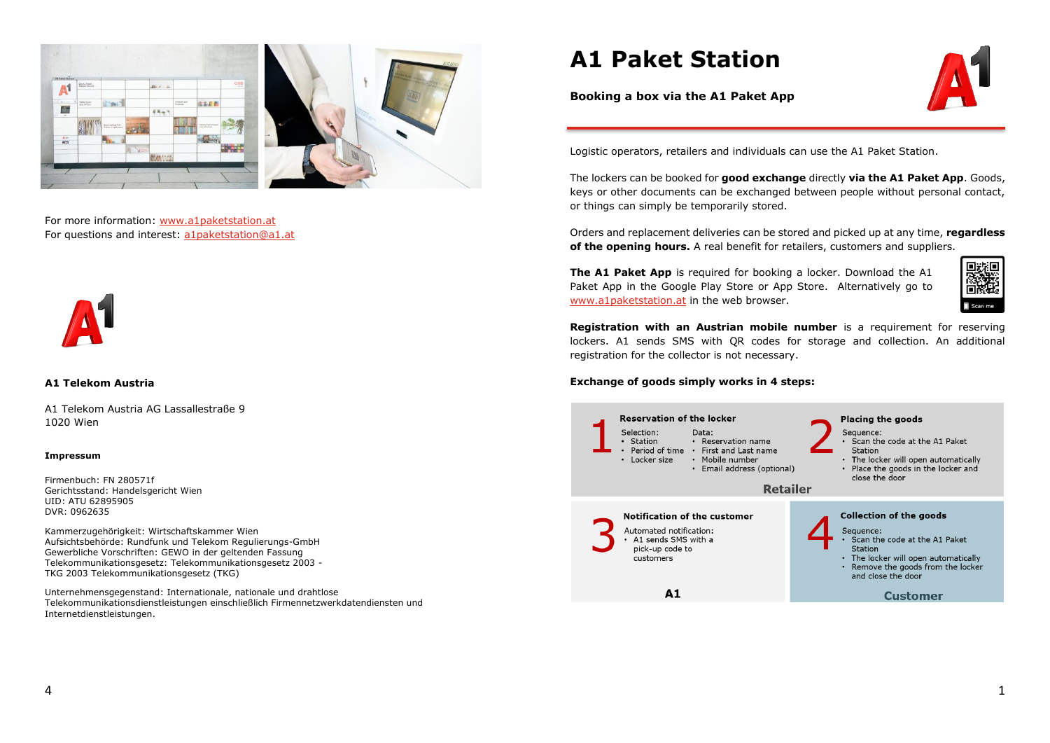For more information: www.a1paketstation.at
For questions and interest: a1paketstation@a1.at

**A1 Telekom Austria**

A1 Telekom Austria AG Lassallestraße 9
1020 Wien

#### Impressum

Firmenbuch: FN 280571f
Gerichtsstand: Handelsgericht Wien
UID: ATU 62895905
DVR: 0962635

Kammerzugehörigkeit: Wirtschaftskammer Wien
Aufsichtsbehörde: Rundfunk und Telekom Regulierungs-GmbH
Gewerbliche Vorschriften: GEWO in der geltenden Fassung
Telekommunikationsgesetz: Telekommunikationsgesetz 2003 - TKG 2003 Telekommunikationsgesetz (TKG)

Unternehmensgegenstand: Internationale, nationale und drahtlose Telekommunikationsdienstleistungen einschließlich Firmennetzwerkdatendiensten und Internetdienstleistungen.

# A1 Paket Station

## Booking a box via the A1 Paket App

Logistic operators, retailers and individuals can use the A1 Paket Station.

The lockers can be booked for **good exchange** directly **via the A1 Paket App**. Goods, keys or other documents can be exchanged between people without personal contact, or things can simply be temporarily stored.

Orders and replacement deliveries can be stored and picked up at any time, **regardless of the opening hours.** A real benefit for retailers, customers and suppliers.

**The A1 Paket App** is required for booking a locker. Download the A1 Paket App in the Google Play Store or App Store. Alternatively go to www.a1paketstation.at in the web browser.

Scan me

**Registration with an Austrian mobile number** is a requirement for reserving lockers. A1 sends SMS with QR codes for storage and collection. An additional registration for the collector is not necessary.

**Exchange of goods simply works in 4 steps:**

**1 Reservation of the locker** (Retailer)

Selection:
- Station
- Period of time
- Locker size

Data:
- Reservation name
- First and Last name
- Mobile number
- Email address (optional)

**2 Placing the goods** (Retailer)

Sequence:
- Scan the code at the A1 Paket Station
- The locker will open automatically
- Place the goods in the locker and close the door

**3 Notification of the customer** (A1)

Automated notification:
- A1 sends SMS with a pick-up code to customers

**4 Collection of the goods** (Customer)

Sequence:
- Scan the code at the A1 Paket Station
- The locker will open automatically
- Remove the goods from the locker and close the door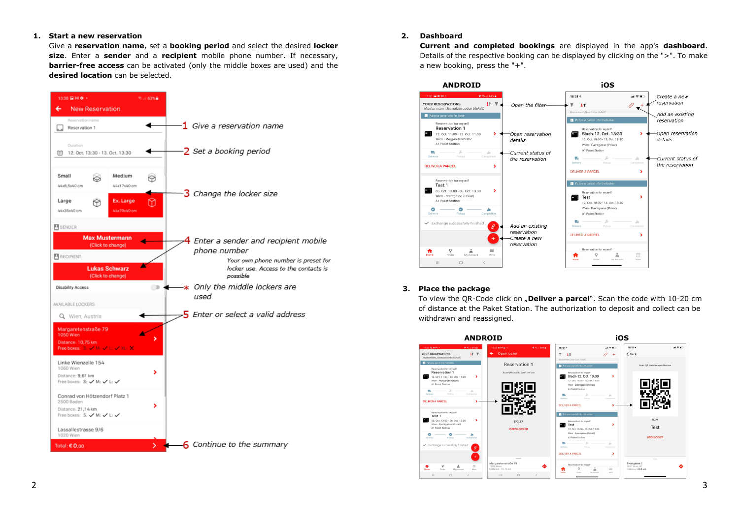1. **Start a new reservation**
   Give a **reservation name**, set a **booking period** and select the desired **locker size**. Enter a **sender** and a **recipient** mobile phone number. If necessary, **barrier-free access** can be activated (only the middle boxes are used) and the **desired location** can be selected.

1 Give a reservation name

2 Set a booking period

3 Change the locker size

4 Enter a sender and recipient mobile phone number

Your own phone number is preset for locker use. Access to the contacts is possible

\* Only the middle lockers are used

5 Enter or select a valid address

6 Continue to the summary

2. **Dashboard**
   **Current and completed bookings** are displayed in the app's **dashboard**. Details of the respective booking can be displayed by clicking on the ">". To make a new booking, press the "+".

ANDROID

iOS

Open the filter

Open reservation details

Current status of the reservation

Add an existing reservation

Create a new reservation

Create a new reservation

Add an existing reservation

Open reservation details

Current status of the reservation

3. **Place the package**
   To view the QR-Code click on „**Deliver a parcel**". Scan the code with 10-20 cm of distance at the Paket Station. The authorization to deposit and collect can be withdrawn and reassigned.

ANDROID

iOS